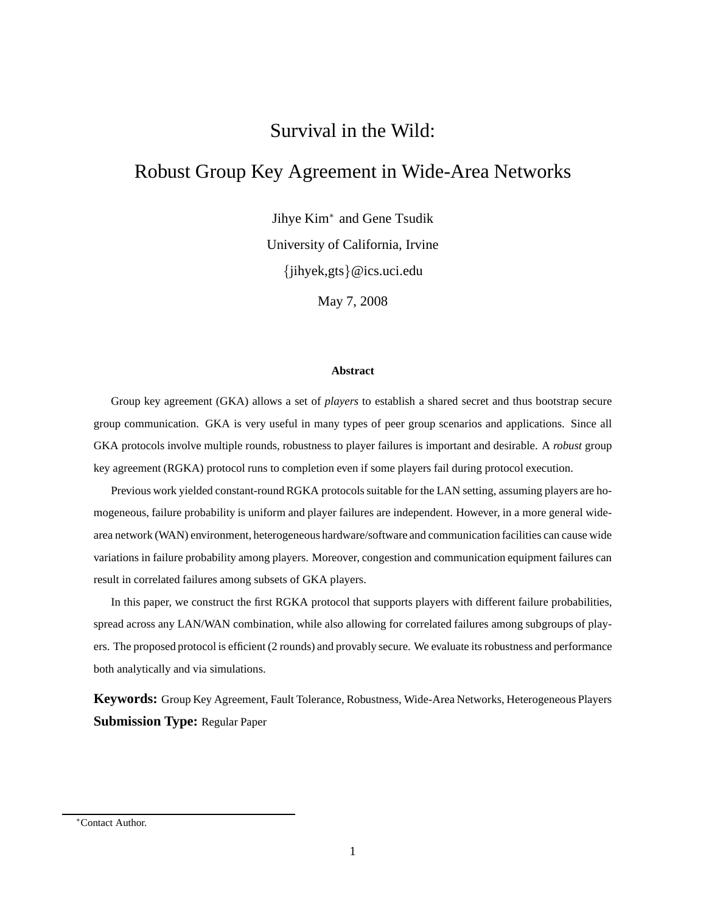# Survival in the Wild:

# Robust Group Key Agreement in Wide-Area Networks

Jihye Kim* and Gene Tsudik

University of California, Irvine

{jihyek,gts}@ics.uci.edu

May 7, 2008

### Abstract

Group key agreement (GKA) allows a set of *players* to establish a shared secret and thus bootstrap secure group communication. GKA is very useful in many types of peer group scenarios and applications. Since all GKA protocols involve multiple rounds, robustness to player failures is important and desirable. A *robust* group key agreement (RGKA) protocol runs to completion even if some players fail during protocol execution.

Previous work yielded constant-round RGKA protocols suitable for the LAN setting, assuming players are homogeneous, failure probability is uniform and player failures are independent. However, in a more general wide-area network (WAN) environment, heterogeneous hardware/software and communication facilities can cause wide variations in failure probability among players. Moreover, congestion and communication equipment failures can result in correlated failures among subsets of GKA players.

In this paper, we construct the first RGKA protocol that supports players with different failure probabilities, spread across any LAN/WAN combination, while also allowing for correlated failures among subgroups of players. The proposed protocol is efficient (2 rounds) and provably secure. We evaluate its robustness and performance both analytically and via simulations.

**Keywords:** Group Key Agreement, Fault Tolerance, Robustness, Wide-Area Networks, Heterogeneous Players

**Submission Type:** Regular Paper

*Contact Author.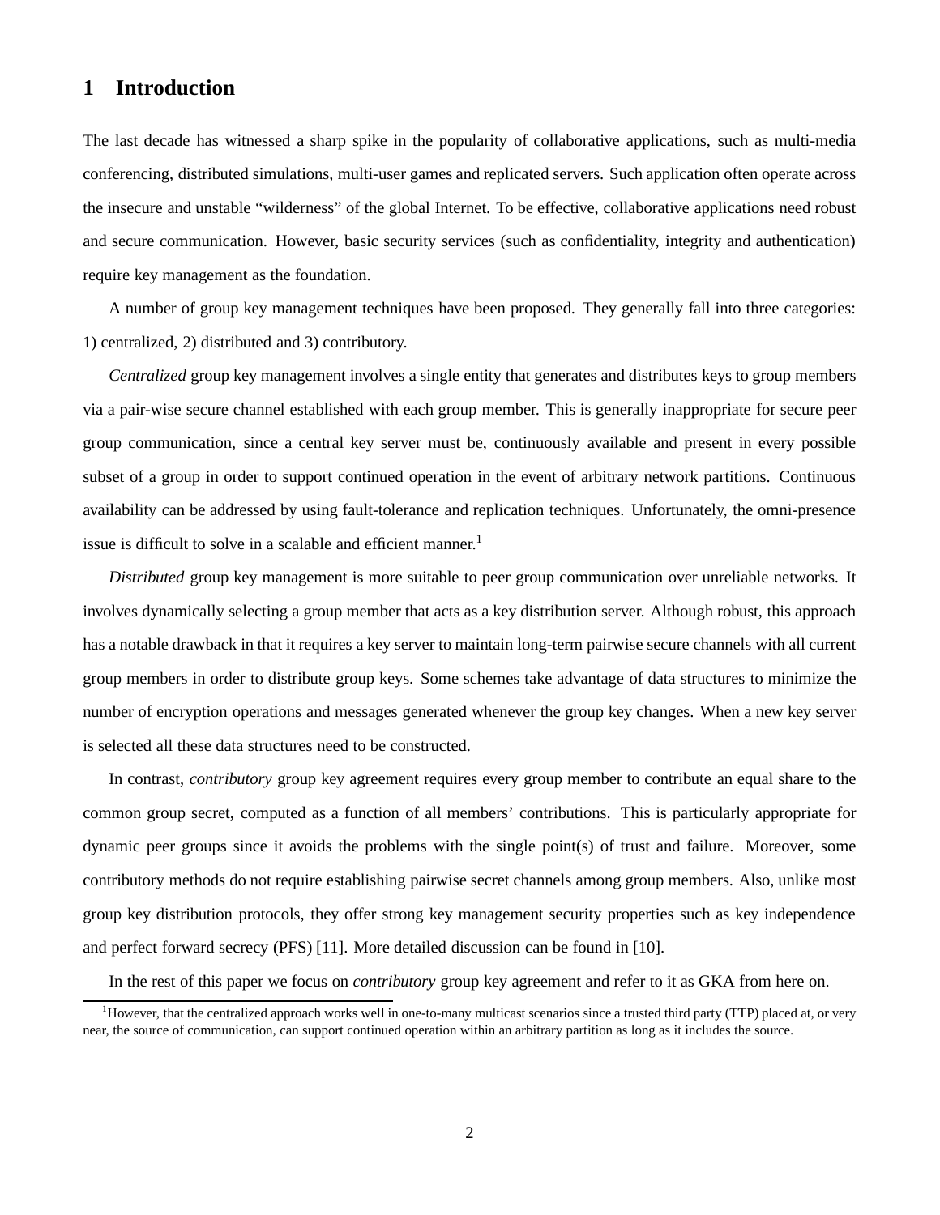# 1 Introduction

The last decade has witnessed a sharp spike in the popularity of collaborative applications, such as multi-media conferencing, distributed simulations, multi-user games and replicated servers. Such application often operate across the insecure and unstable "wilderness" of the global Internet. To be effective, collaborative applications need robust and secure communication. However, basic security services (such as confidentiality, integrity and authentication) require key management as the foundation.

A number of group key management techniques have been proposed. They generally fall into three categories: 1) centralized, 2) distributed and 3) contributory.

*Centralized* group key management involves a single entity that generates and distributes keys to group members via a pair-wise secure channel established with each group member. This is generally inappropriate for secure peer group communication, since a central key server must be, continuously available and present in every possible subset of a group in order to support continued operation in the event of arbitrary network partitions. Continuous availability can be addressed by using fault-tolerance and replication techniques. Unfortunately, the omni-presence issue is difficult to solve in a scalable and efficient manner.[1]

*Distributed* group key management is more suitable to peer group communication over unreliable networks. It involves dynamically selecting a group member that acts as a key distribution server. Although robust, this approach has a notable drawback in that it requires a key server to maintain long-term pairwise secure channels with all current group members in order to distribute group keys. Some schemes take advantage of data structures to minimize the number of encryption operations and messages generated whenever the group key changes. When a new key server is selected all these data structures need to be constructed.

In contrast, *contributory* group key agreement requires every group member to contribute an equal share to the common group secret, computed as a function of all members' contributions. This is particularly appropriate for dynamic peer groups since it avoids the problems with the single point(s) of trust and failure. Moreover, some contributory methods do not require establishing pairwise secret channels among group members. Also, unlike most group key distribution protocols, they offer strong key management security properties such as key independence and perfect forward secrecy (PFS) [11]. More detailed discussion can be found in [10].

In the rest of this paper we focus on *contributory* group key agreement and refer to it as GKA from here on.

[1] However, that the centralized approach works well in one-to-many multicast scenarios since a trusted third party (TTP) placed at, or very near, the source of communication, can support continued operation within an arbitrary partition as long as it includes the source.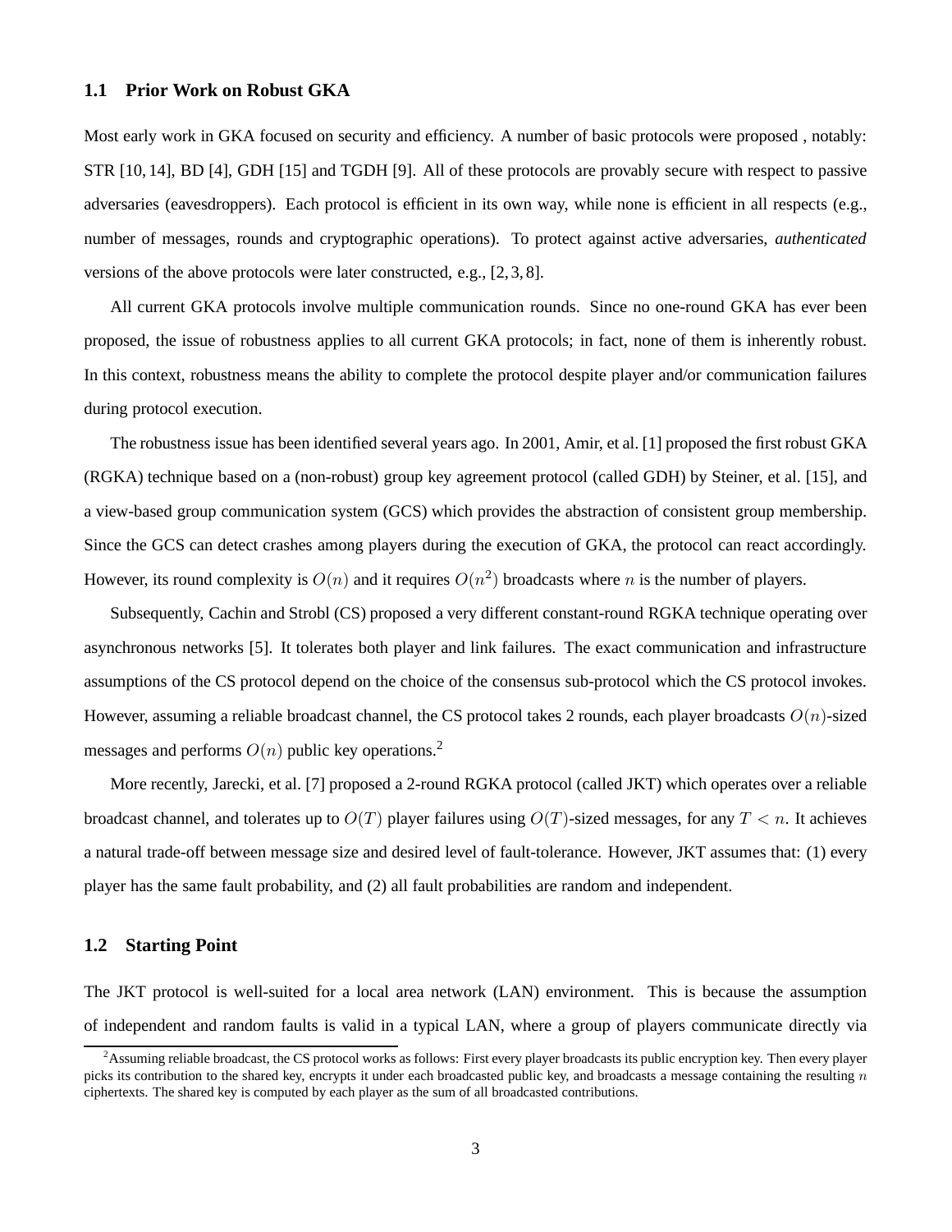## 1.1 Prior Work on Robust GKA

Most early work in GKA focused on security and efficiency. A number of basic protocols were proposed , notably: STR [10, 14], BD [4], GDH [15] and TGDH [9]. All of these protocols are provably secure with respect to passive adversaries (eavesdroppers). Each protocol is efficient in its own way, while none is efficient in all respects (e.g., number of messages, rounds and cryptographic operations). To protect against active adversaries, *authenticated* versions of the above protocols were later constructed, e.g., [2, 3, 8].

All current GKA protocols involve multiple communication rounds. Since no one-round GKA has ever been proposed, the issue of robustness applies to all current GKA protocols; in fact, none of them is inherently robust. In this context, robustness means the ability to complete the protocol despite player and/or communication failures during protocol execution.

The robustness issue has been identified several years ago. In 2001, Amir, et al. [1] proposed the first robust GKA (RGKA) technique based on a (non-robust) group key agreement protocol (called GDH) by Steiner, et al. [15], and a view-based group communication system (GCS) which provides the abstraction of consistent group membership. Since the GCS can detect crashes among players during the execution of GKA, the protocol can react accordingly. However, its round complexity is $O(n)$ and it requires $O(n^2)$ broadcasts where $n$ is the number of players.

Subsequently, Cachin and Strobl (CS) proposed a very different constant-round RGKA technique operating over asynchronous networks [5]. It tolerates both player and link failures. The exact communication and infrastructure assumptions of the CS protocol depend on the choice of the consensus sub-protocol which the CS protocol invokes. However, assuming a reliable broadcast channel, the CS protocol takes 2 rounds, each player broadcasts $O(n)$-sized messages and performs $O(n)$ public key operations.[2]

More recently, Jarecki, et al. [7] proposed a 2-round RGKA protocol (called JKT) which operates over a reliable broadcast channel, and tolerates up to $O(T)$ player failures using $O(T)$-sized messages, for any $T < n$. It achieves a natural trade-off between message size and desired level of fault-tolerance. However, JKT assumes that: (1) every player has the same fault probability, and (2) all fault probabilities are random and independent.

## 1.2 Starting Point

The JKT protocol is well-suited for a local area network (LAN) environment. This is because the assumption of independent and random faults is valid in a typical LAN, where a group of players communicate directly via

[2]Assuming reliable broadcast, the CS protocol works as follows: First every player broadcasts its public encryption key. Then every player picks its contribution to the shared key, encrypts it under each broadcasted public key, and broadcasts a message containing the resulting $n$ ciphertexts. The shared key is computed by each player as the sum of all broadcasted contributions.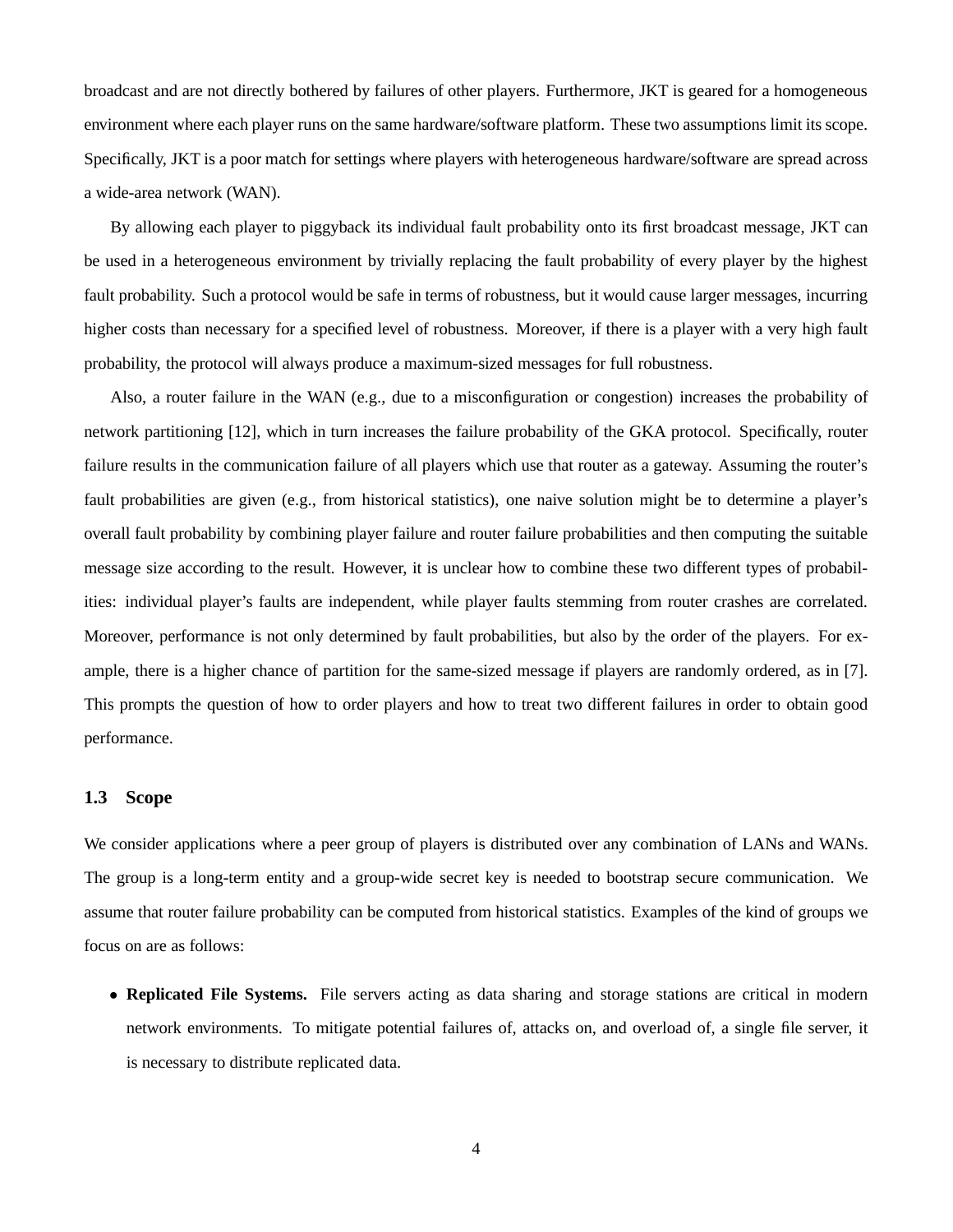broadcast and are not directly bothered by failures of other players. Furthermore, JKT is geared for a homogeneous environment where each player runs on the same hardware/software platform. These two assumptions limit its scope. Specifically, JKT is a poor match for settings where players with heterogeneous hardware/software are spread across a wide-area network (WAN).

By allowing each player to piggyback its individual fault probability onto its first broadcast message, JKT can be used in a heterogeneous environment by trivially replacing the fault probability of every player by the highest fault probability. Such a protocol would be safe in terms of robustness, but it would cause larger messages, incurring higher costs than necessary for a specified level of robustness. Moreover, if there is a player with a very high fault probability, the protocol will always produce a maximum-sized messages for full robustness.

Also, a router failure in the WAN (e.g., due to a misconfiguration or congestion) increases the probability of network partitioning [12], which in turn increases the failure probability of the GKA protocol. Specifically, router failure results in the communication failure of all players which use that router as a gateway. Assuming the router's fault probabilities are given (e.g., from historical statistics), one naive solution might be to determine a player's overall fault probability by combining player failure and router failure probabilities and then computing the suitable message size according to the result. However, it is unclear how to combine these two different types of probabilities: individual player's faults are independent, while player faults stemming from router crashes are correlated. Moreover, performance is not only determined by fault probabilities, but also by the order of the players. For example, there is a higher chance of partition for the same-sized message if players are randomly ordered, as in [7]. This prompts the question of how to order players and how to treat two different failures in order to obtain good performance.

### 1.3 Scope

We consider applications where a peer group of players is distributed over any combination of LANs and WANs. The group is a long-term entity and a group-wide secret key is needed to bootstrap secure communication. We assume that router failure probability can be computed from historical statistics. Examples of the kind of groups we focus on are as follows:

- **Replicated File Systems.** File servers acting as data sharing and storage stations are critical in modern network environments. To mitigate potential failures of, attacks on, and overload of, a single file server, it is necessary to distribute replicated data.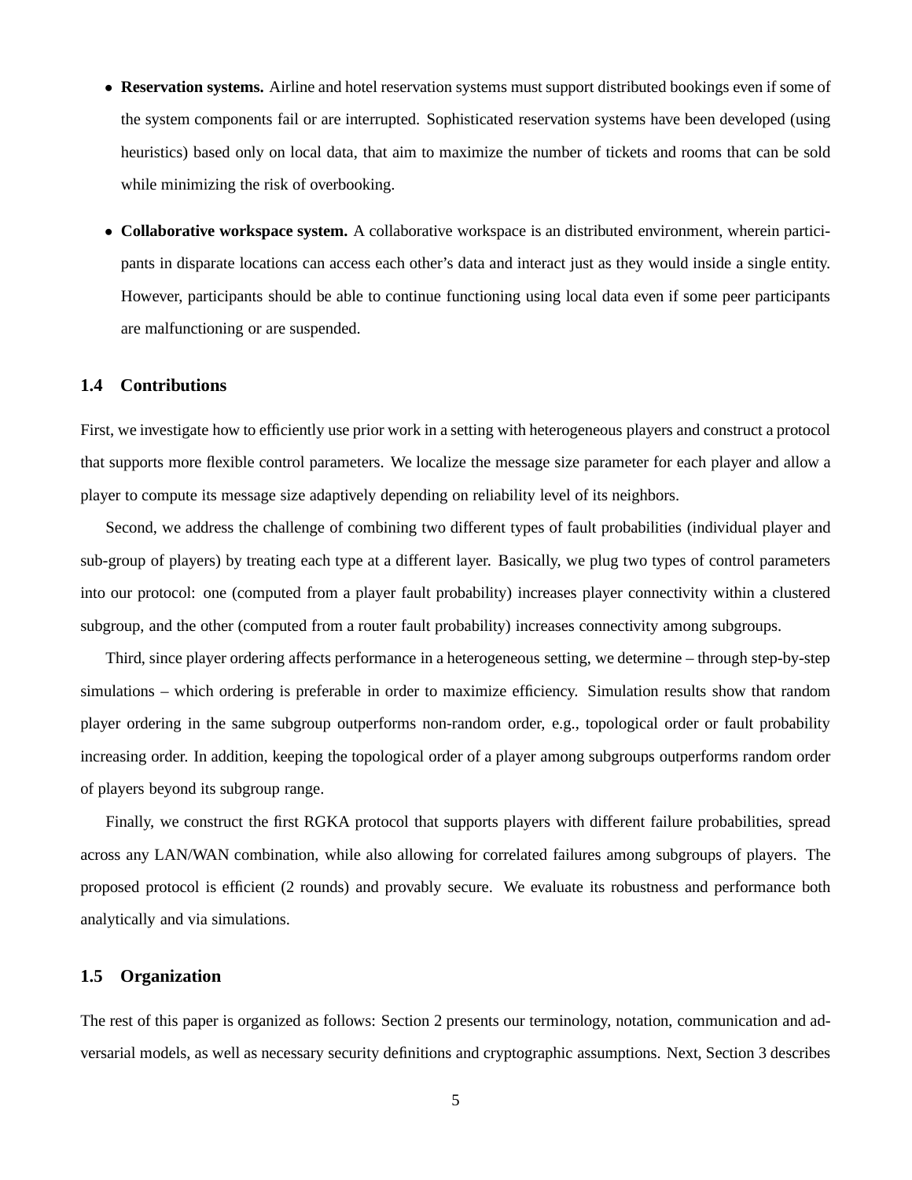- **Reservation systems.** Airline and hotel reservation systems must support distributed bookings even if some of the system components fail or are interrupted. Sophisticated reservation systems have been developed (using heuristics) based only on local data, that aim to maximize the number of tickets and rooms that can be sold while minimizing the risk of overbooking.

- **Collaborative workspace system.** A collaborative workspace is an distributed environment, wherein participants in disparate locations can access each other's data and interact just as they would inside a single entity. However, participants should be able to continue functioning using local data even if some peer participants are malfunctioning or are suspended.

### 1.4 Contributions

First, we investigate how to efficiently use prior work in a setting with heterogeneous players and construct a protocol that supports more flexible control parameters. We localize the message size parameter for each player and allow a player to compute its message size adaptively depending on reliability level of its neighbors.

Second, we address the challenge of combining two different types of fault probabilities (individual player and sub-group of players) by treating each type at a different layer. Basically, we plug two types of control parameters into our protocol: one (computed from a player fault probability) increases player connectivity within a clustered subgroup, and the other (computed from a router fault probability) increases connectivity among subgroups.

Third, since player ordering affects performance in a heterogeneous setting, we determine – through step-by-step simulations – which ordering is preferable in order to maximize efficiency. Simulation results show that random player ordering in the same subgroup outperforms non-random order, e.g., topological order or fault probability increasing order. In addition, keeping the topological order of a player among subgroups outperforms random order of players beyond its subgroup range.

Finally, we construct the first RGKA protocol that supports players with different failure probabilities, spread across any LAN/WAN combination, while also allowing for correlated failures among subgroups of players. The proposed protocol is efficient (2 rounds) and provably secure. We evaluate its robustness and performance both analytically and via simulations.

### 1.5 Organization

The rest of this paper is organized as follows: Section 2 presents our terminology, notation, communication and adversarial models, as well as necessary security definitions and cryptographic assumptions. Next, Section 3 describes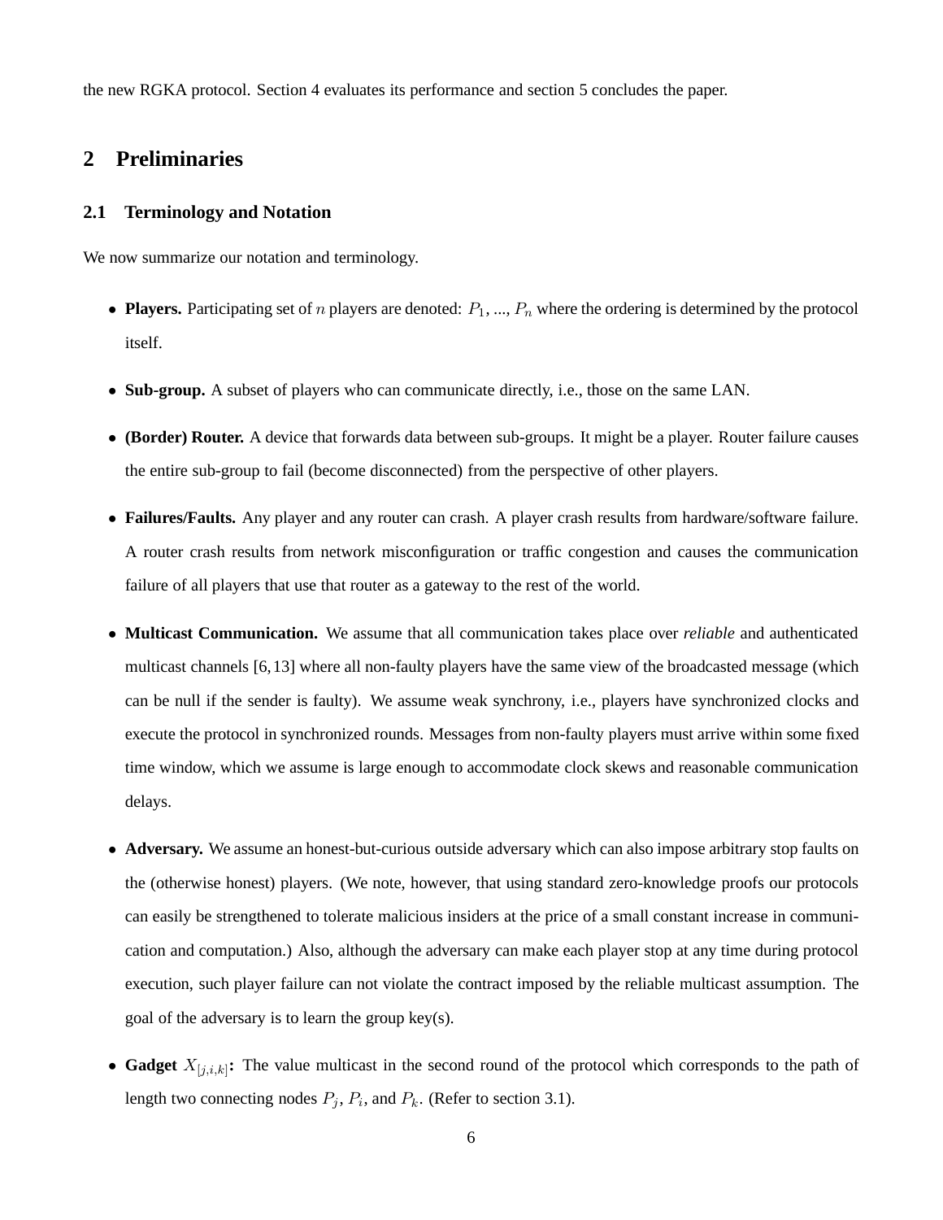the new RGKA protocol. Section 4 evaluates its performance and section 5 concludes the paper.

## 2 Preliminaries

### 2.1 Terminology and Notation

We now summarize our notation and terminology.

- **Players.** Participating set of $n$ players are denoted: $P_1, ..., P_n$ where the ordering is determined by the protocol itself.
- **Sub-group.** A subset of players who can communicate directly, i.e., those on the same LAN.
- **(Border) Router.** A device that forwards data between sub-groups. It might be a player. Router failure causes the entire sub-group to fail (become disconnected) from the perspective of other players.
- **Failures/Faults.** Any player and any router can crash. A player crash results from hardware/software failure. A router crash results from network misconfiguration or traffic congestion and causes the communication failure of all players that use that router as a gateway to the rest of the world.
- **Multicast Communication.** We assume that all communication takes place over *reliable* and authenticated multicast channels [6, 13] where all non-faulty players have the same view of the broadcasted message (which can be null if the sender is faulty). We assume weak synchrony, i.e., players have synchronized clocks and execute the protocol in synchronized rounds. Messages from non-faulty players must arrive within some fixed time window, which we assume is large enough to accommodate clock skews and reasonable communication delays.
- **Adversary.** We assume an honest-but-curious outside adversary which can also impose arbitrary stop faults on the (otherwise honest) players. (We note, however, that using standard zero-knowledge proofs our protocols can easily be strengthened to tolerate malicious insiders at the price of a small constant increase in communication and computation.) Also, although the adversary can make each player stop at any time during protocol execution, such player failure can not violate the contract imposed by the reliable multicast assumption. The goal of the adversary is to learn the group key(s).
- **Gadget $X_{[j,i,k]}$:** The value multicast in the second round of the protocol which corresponds to the path of length two connecting nodes $P_j$, $P_i$, and $P_k$. (Refer to section 3.1).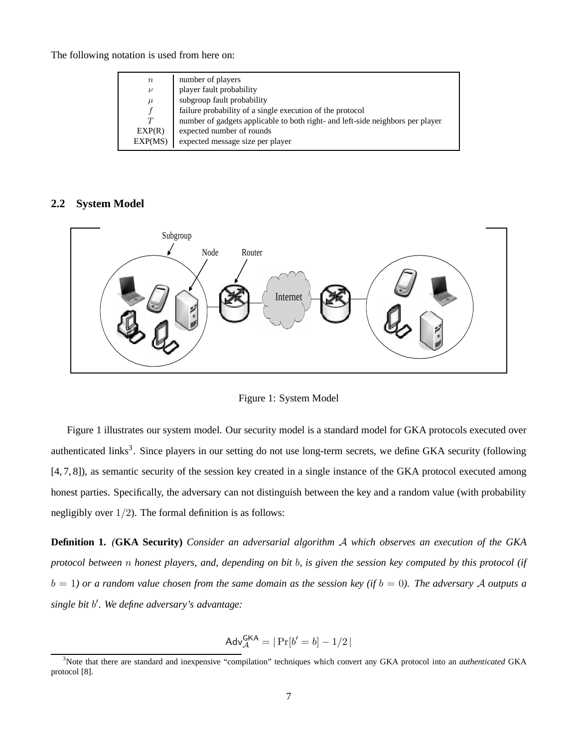The following notation is used from here on:

| | |
|---|---|
| $n$ | number of players |
| $\nu$ | player fault probability |
| $\mu$ | subgroup fault probability |
| $f$ | failure probability of a single execution of the protocol |
| $T$ | number of gadgets applicable to both right- and left-side neighbors per player |
| EXP(R) | expected number of rounds |
| EXP(MS) | expected message size per player |

## 2.2 System Model

Figure 1: System Model

Figure 1 illustrates our system model. Our security model is a standard model for GKA protocols executed over authenticated links[3]. Since players in our setting do not use long-term secrets, we define GKA security (following [4, 7, 8]), as semantic security of the session key created in a single instance of the GKA protocol executed among honest parties. Specifically, the adversary can not distinguish between the key and a random value (with probability negligibly over $1/2$). The formal definition is as follows:

**Definition 1.** *(***GKA Security***) Consider an adversarial algorithm $\mathcal{A}$ which observes an execution of the GKA protocol between $n$ honest players, and, depending on bit $b$, is given the session key computed by this protocol (if $b = 1$) or a random value chosen from the same domain as the session key (if $b = 0$). The adversary $\mathcal{A}$ outputs a single bit $b'$. We define adversary's advantage:*

$$\mathsf{Adv}^{\mathsf{GKA}}_{\mathcal{A}} = |\Pr[b' = b] - 1/2|$$

[3] Note that there are standard and inexpensive "compilation" techniques which convert any GKA protocol into an *authenticated* GKA protocol [8].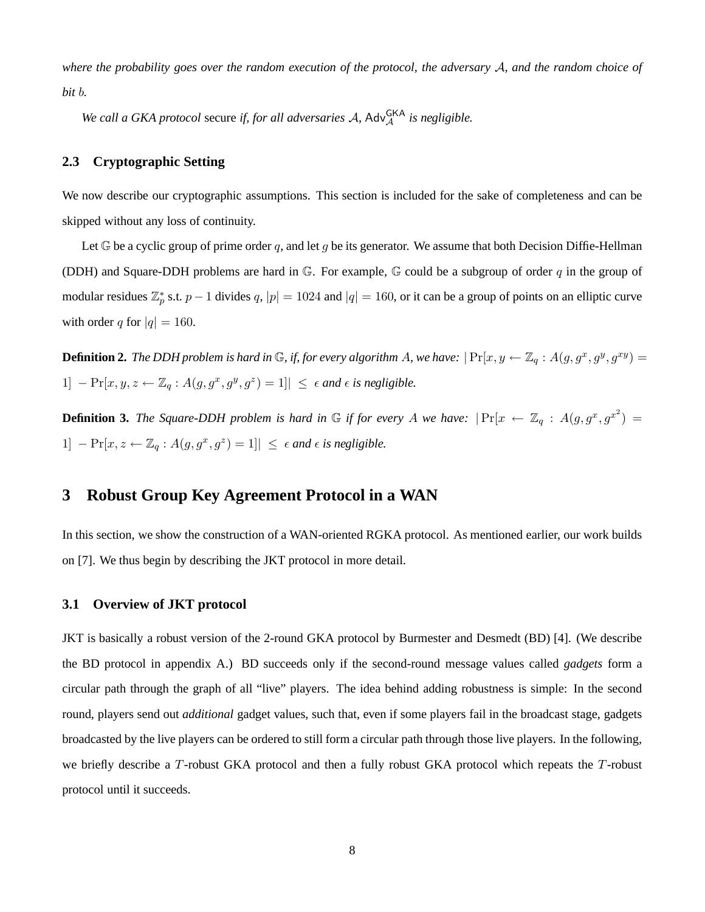*where the probability goes over the random execution of the protocol, the adversary $\mathcal{A}$, and the random choice of bit $b$.*

*We call a GKA protocol* secure *if, for all adversaries $\mathcal{A}$, $\mathsf{Adv}_{\mathcal{A}}^{\mathsf{GKA}}$ is negligible.*

### 2.3 Cryptographic Setting

We now describe our cryptographic assumptions. This section is included for the sake of completeness and can be skipped without any loss of continuity.

Let $\mathbb{G}$ be a cyclic group of prime order $q$, and let $g$ be its generator. We assume that both Decision Diffie-Hellman (DDH) and Square-DDH problems are hard in $\mathbb{G}$. For example, $\mathbb{G}$ could be a subgroup of order $q$ in the group of modular residues $\mathbb{Z}_p^*$ s.t. $p-1$ divides $q$, $|p| = 1024$ and $|q| = 160$, or it can be a group of points on an elliptic curve with order $q$ for $|q| = 160$.

**Definition 2.** *The DDH problem is hard in $\mathbb{G}$, if, for every algorithm $A$, we have:* $|\Pr[x, y \leftarrow \mathbb{Z}_q : A(g, g^x, g^y, g^{xy}) = 1] - \Pr[x, y, z \leftarrow \mathbb{Z}_q : A(g, g^x, g^y, g^z) = 1]| \leq \epsilon$ *and $\epsilon$ is negligible.*

**Definition 3.** *The Square-DDH problem is hard in $\mathbb{G}$ if for every $A$ we have:* $|\Pr[x \leftarrow \mathbb{Z}_q : A(g, g^x, g^{x^2}) = 1] - \Pr[x, z \leftarrow \mathbb{Z}_q : A(g, g^x, g^z) = 1]| \leq \epsilon$ *and $\epsilon$ is negligible.*

## 3 Robust Group Key Agreement Protocol in a WAN

In this section, we show the construction of a WAN-oriented RGKA protocol. As mentioned earlier, our work builds on [7]. We thus begin by describing the JKT protocol in more detail.

### 3.1 Overview of JKT protocol

JKT is basically a robust version of the 2-round GKA protocol by Burmester and Desmedt (BD) [4]. (We describe the BD protocol in appendix A.) BD succeeds only if the second-round message values called *gadgets* form a circular path through the graph of all "live" players. The idea behind adding robustness is simple: In the second round, players send out *additional* gadget values, such that, even if some players fail in the broadcast stage, gadgets broadcasted by the live players can be ordered to still form a circular path through those live players. In the following, we briefly describe a $T$-robust GKA protocol and then a fully robust GKA protocol which repeats the $T$-robust protocol until it succeeds.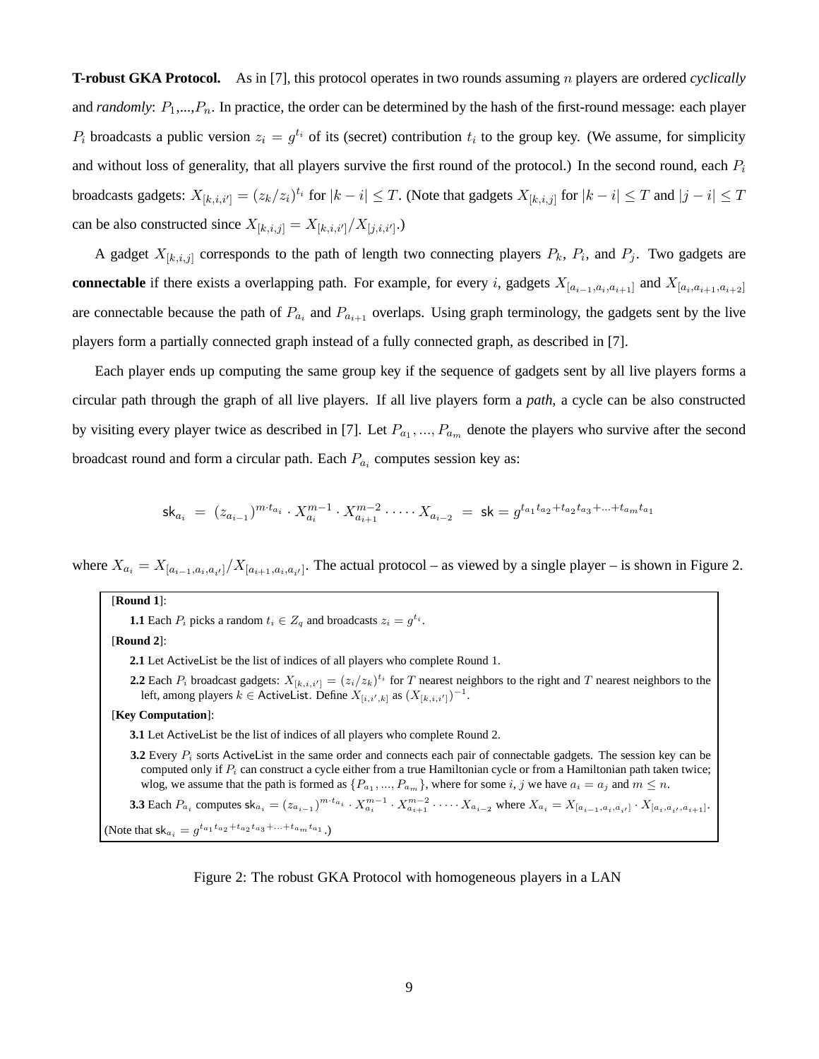**T-robust GKA Protocol.** As in [7], this protocol operates in two rounds assuming $n$ players are ordered *cyclically* and *randomly*: $P_1$,...,$P_n$. In practice, the order can be determined by the hash of the first-round message: each player $P_i$ broadcasts a public version $z_i = g^{t_i}$ of its (secret) contribution $t_i$ to the group key. (We assume, for simplicity and without loss of generality, that all players survive the first round of the protocol.) In the second round, each $P_i$ broadcasts gadgets: $X_{[k,i,i']} = (z_k/z_i)^{t_i}$ for $|k-i| \leq T$. (Note that gadgets $X_{[k,i,j]}$ for $|k-i| \leq T$ and $|j-i| \leq T$ can be also constructed since $X_{[k,i,j]} = X_{[k,i,i']}/X_{[j,i,i']}$.)

A gadget $X_{[k,i,j]}$ corresponds to the path of length two connecting players $P_k$, $P_i$, and $P_j$. Two gadgets are **connectable** if there exists a overlapping path. For example, for every $i$, gadgets $X_{[a_{i-1},a_i,a_{i+1}]}$ and $X_{[a_i,a_{i+1},a_{i+2}]}$ are connectable because the path of $P_{a_i}$ and $P_{a_{i+1}}$ overlaps. Using graph terminology, the gadgets sent by the live players form a partially connected graph instead of a fully connected graph, as described in [7].

Each player ends up computing the same group key if the sequence of gadgets sent by all live players forms a circular path through the graph of all live players. If all live players form a *path*, a cycle can be also constructed by visiting every player twice as described in [7]. Let $P_{a_1},...,P_{a_m}$ denote the players who survive after the second broadcast round and form a circular path. Each $P_{a_i}$ computes session key as:

$$\mathsf{sk}_{a_i} = (z_{a_{i-1}})^{m \cdot t_{a_i}} \cdot X_{a_i}^{m-1} \cdot X_{a_{i+1}}^{m-2} \cdot \cdots \cdot X_{a_{i-2}} = \mathsf{sk} = g^{t_{a_1}t_{a_2}+t_{a_2}t_{a_3}+\ldots+t_{a_m}t_{a_1}}$$

where $X_{a_i} = X_{[a_{i-1},a_i,a_{i'}]}/X_{[a_{i+1},a_i,a_{i'}]}$. The actual protocol – as viewed by a single player – is shown in Figure 2.

[**Round 1**]:

**1.1** Each $P_i$ picks a random $t_i \in Z_q$ and broadcasts $z_i = g^{t_i}$.

[**Round 2**]:

**2.1** Let ActiveList be the list of indices of all players who complete Round 1.

**2.2** Each $P_i$ broadcast gadgets: $X_{[k,i,i']} = (z_i/z_k)^{t_i}$ for $T$ nearest neighbors to the right and $T$ nearest neighbors to the left, among players $k \in$ ActiveList. Define $X_{[i,i',k]}$ as $(X_{[k,i,i']})^{-1}$.

[**Key Computation**]:

**3.1** Let ActiveList be the list of indices of all players who complete Round 2.

**3.2** Every $P_i$ sorts ActiveList in the same order and connects each pair of connectable gadgets. The session key can be computed only if $P_i$ can construct a cycle either from a true Hamiltonian cycle or from a Hamiltonian path taken twice; wlog, we assume that the path is formed as $\{P_{a_1},...,P_{a_m}\}$, where for some $i,j$ we have $a_i = a_j$ and $m \leq n$.

**3.3** Each $P_{a_i}$ computes $\mathsf{sk}_{a_i} = (z_{a_{i-1}})^{m \cdot t_{a_i}} \cdot X_{a_i}^{m-1} \cdot X_{a_{i+1}}^{m-2} \cdot \cdots \cdot X_{a_{i-2}}$ where $X_{a_i} = X_{[a_{i-1},a_i,a_{i'}]} \cdot X_{[a_i,a_{i'},a_{i+1}]}$.

(Note that $\mathsf{sk}_{a_i} = g^{t_{a_1}t_{a_2}+t_{a_2}t_{a_3}+\ldots+t_{a_m}t_{a_1}}$.)

Figure 2: The robust GKA Protocol with homogeneous players in a LAN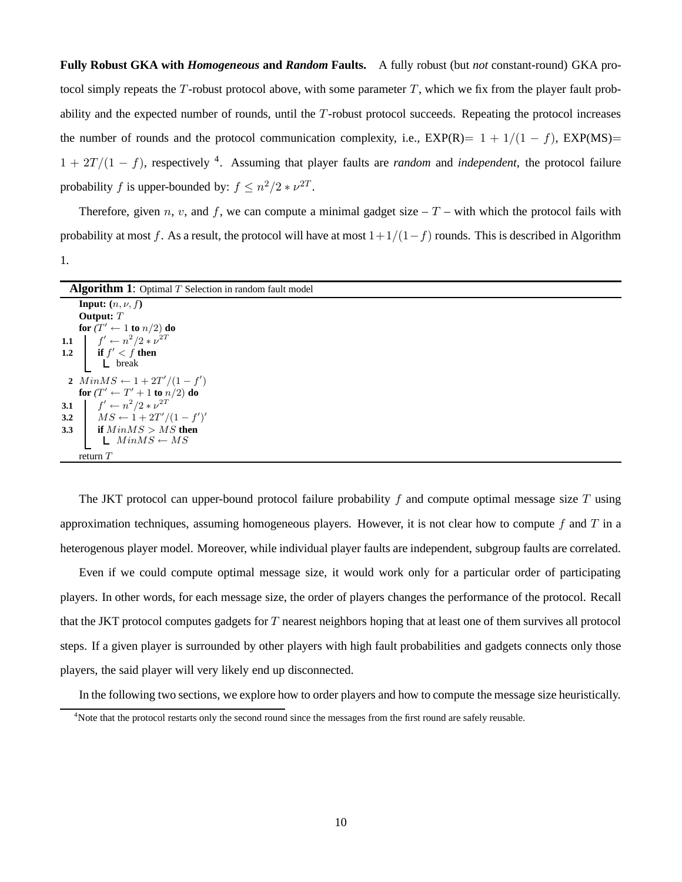**Fully Robust GKA with *Homogeneous* and *Random* Faults.** A fully robust (but *not* constant-round) GKA protocol simply repeats the $T$-robust protocol above, with some parameter $T$, which we fix from the player fault probability and the expected number of rounds, until the $T$-robust protocol succeeds. Repeating the protocol increases the number of rounds and the protocol communication complexity, i.e., EXP(R)$= 1 + 1/(1-f)$, EXP(MS)$= 1 + 2T/(1-f)$, respectively [4]. Assuming that player faults are *random* and *independent*, the protocol failure probability $f$ is upper-bounded by: $f \leq n^2/2 * \nu^{2T}$.

Therefore, given $n$, $v$, and $f$, we can compute a minimal gadget size – $T$ – with which the protocol fails with probability at most $f$. As a result, the protocol will have at most $1+1/(1-f)$ rounds. This is described in Algorithm 1.

---

**Algorithm 1**: Optimal $T$ Selection in random fault model

```
    Input: (n, ν, f)
    Output: T
    for (T' ← 1 to n/2) do
1.1     f' ← n^2/2 * ν^{2T}
1.2     if f' < f then
            break
2   MinMS ← 1 + 2T'/(1 − f')
    for (T' ← T' + 1 to n/2) do
3.1     f' ← n^2/2 * ν^{2T}
3.2     MS ← 1 + 2T'/(1 − f')'
3.3     if MinMS > MS then
            MinMS ← MS
    return T
```

---

The JKT protocol can upper-bound protocol failure probability $f$ and compute optimal message size $T$ using approximation techniques, assuming homogeneous players. However, it is not clear how to compute $f$ and $T$ in a heterogenous player model. Moreover, while individual player faults are independent, subgroup faults are correlated.

Even if we could compute optimal message size, it would work only for a particular order of participating players. In other words, for each message size, the order of players changes the performance of the protocol. Recall that the JKT protocol computes gadgets for $T$ nearest neighbors hoping that at least one of them survives all protocol steps. If a given player is surrounded by other players with high fault probabilities and gadgets connects only those players, the said player will very likely end up disconnected.

In the following two sections, we explore how to order players and how to compute the message size heuristically.

[4] Note that the protocol restarts only the second round since the messages from the first round are safely reusable.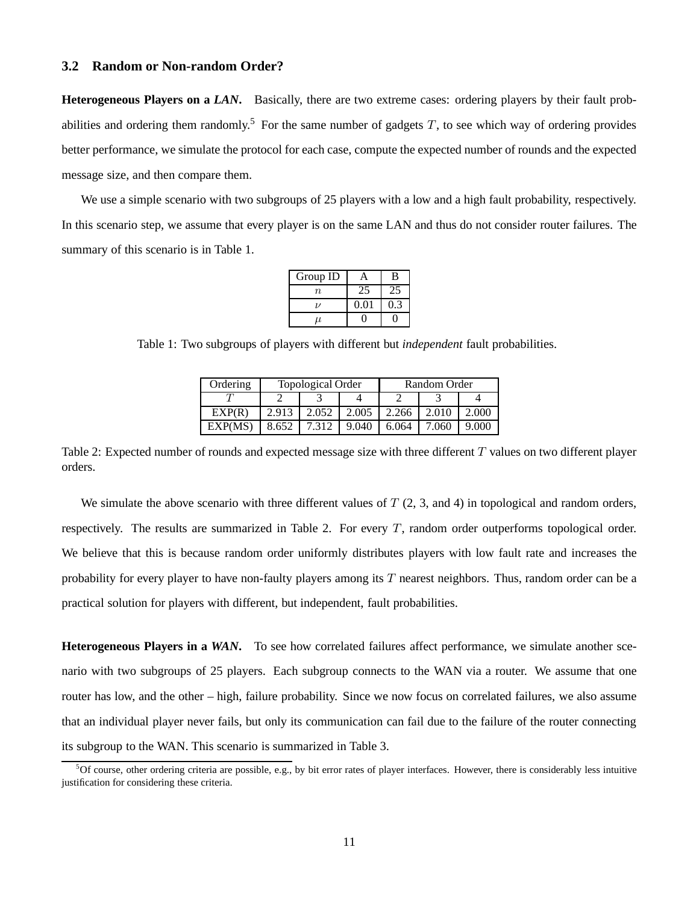### 3.2 Random or Non-random Order?

**Heterogeneous Players on a *LAN*.** Basically, there are two extreme cases: ordering players by their fault probabilities and ordering them randomly.[5] For the same number of gadgets $T$, to see which way of ordering provides better performance, we simulate the protocol for each case, compute the expected number of rounds and the expected message size, and then compare them.

We use a simple scenario with two subgroups of 25 players with a low and a high fault probability, respectively. In this scenario step, we assume that every player is on the same LAN and thus do not consider router failures. The summary of this scenario is in Table 1.

| Group ID | A | B |
|---|---|---|
| $n$ | 25 | 25 |
| $\nu$ | 0.01 | 0.3 |
| $\mu$ | 0 | 0 |

Table 1: Two subgroups of players with different but *independent* fault probabilities.

| Ordering | Topological Order | | | Random Order | | |
|---|---|---|---|---|---|---|
| $T$ | 2 | 3 | 4 | 2 | 3 | 4 |
| EXP(R) | 2.913 | 2.052 | 2.005 | 2.266 | 2.010 | 2.000 |
| EXP(MS) | 8.652 | 7.312 | 9.040 | 6.064 | 7.060 | 9.000 |

Table 2: Expected number of rounds and expected message size with three different $T$ values on two different player orders.

We simulate the above scenario with three different values of $T$ (2, 3, and 4) in topological and random orders, respectively. The results are summarized in Table 2. For every $T$, random order outperforms topological order. We believe that this is because random order uniformly distributes players with low fault rate and increases the probability for every player to have non-faulty players among its $T$ nearest neighbors. Thus, random order can be a practical solution for players with different, but independent, fault probabilities.

**Heterogeneous Players in a *WAN*.** To see how correlated failures affect performance, we simulate another scenario with two subgroups of 25 players. Each subgroup connects to the WAN via a router. We assume that one router has low, and the other – high, failure probability. Since we now focus on correlated failures, we also assume that an individual player never fails, but only its communication can fail due to the failure of the router connecting its subgroup to the WAN. This scenario is summarized in Table 3.

[5] Of course, other ordering criteria are possible, e.g., by bit error rates of player interfaces. However, there is considerably less intuitive justification for considering these criteria.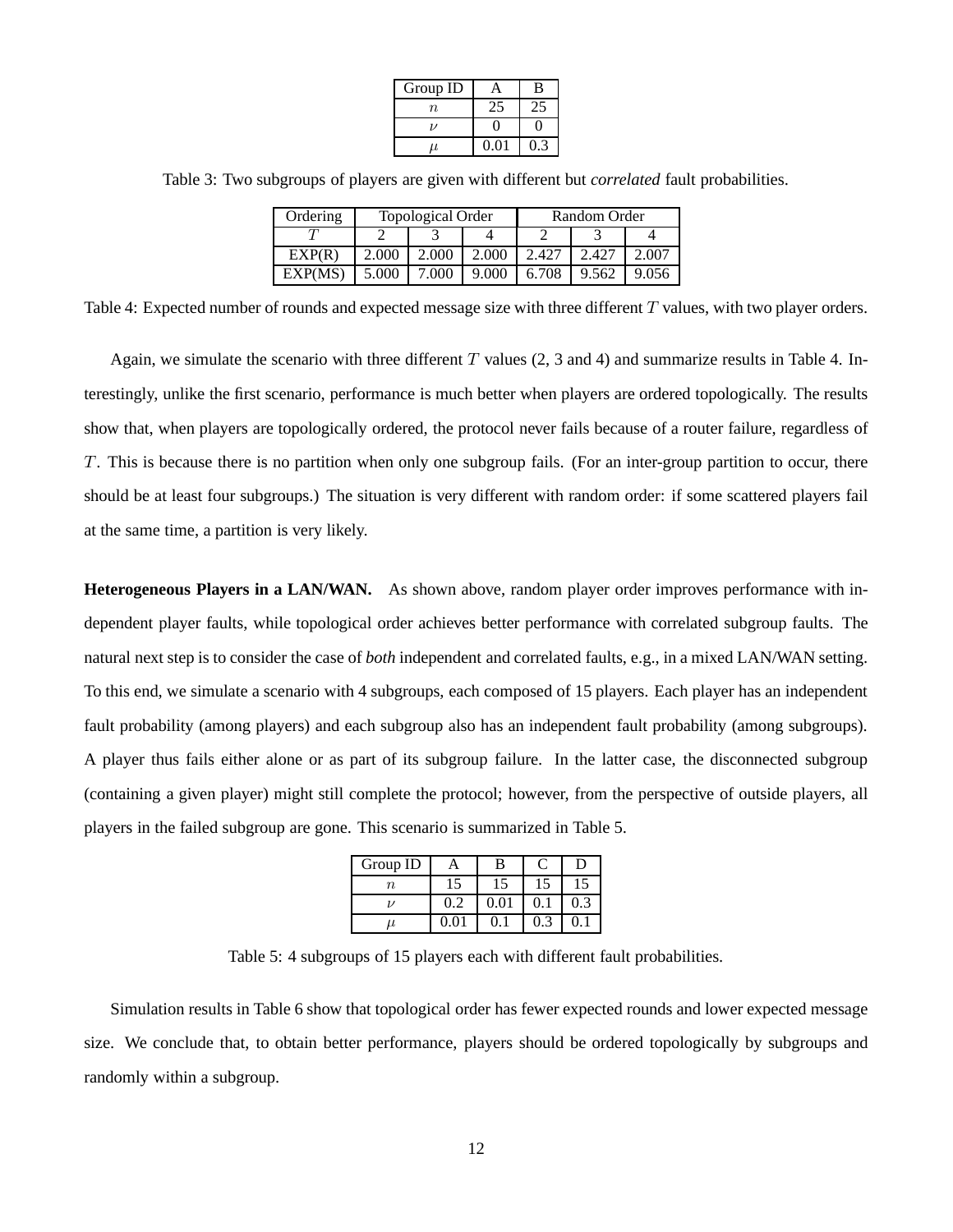| Group ID | A | B |
|---|---|---|
| $n$ | 25 | 25 |
| $\nu$ | 0 | 0 |
| $\mu$ | 0.01 | 0.3 |

Table 3: Two subgroups of players are given with different but *correlated* fault probabilities.

| Ordering | Topological Order | | | Random Order | | |
|---|---|---|---|---|---|---|
| $T$ | 2 | 3 | 4 | 2 | 3 | 4 |
| EXP(R) | 2.000 | 2.000 | 2.000 | 2.427 | 2.427 | 2.007 |
| EXP(MS) | 5.000 | 7.000 | 9.000 | 6.708 | 9.562 | 9.056 |

Table 4: Expected number of rounds and expected message size with three different $T$ values, with two player orders.

Again, we simulate the scenario with three different $T$ values (2, 3 and 4) and summarize results in Table 4. Interestingly, unlike the first scenario, performance is much better when players are ordered topologically. The results show that, when players are topologically ordered, the protocol never fails because of a router failure, regardless of $T$. This is because there is no partition when only one subgroup fails. (For an inter-group partition to occur, there should be at least four subgroups.) The situation is very different with random order: if some scattered players fail at the same time, a partition is very likely.

**Heterogeneous Players in a LAN/WAN.** As shown above, random player order improves performance with independent player faults, while topological order achieves better performance with correlated subgroup faults. The natural next step is to consider the case of *both* independent and correlated faults, e.g., in a mixed LAN/WAN setting. To this end, we simulate a scenario with 4 subgroups, each composed of 15 players. Each player has an independent fault probability (among players) and each subgroup also has an independent fault probability (among subgroups). A player thus fails either alone or as part of its subgroup failure. In the latter case, the disconnected subgroup (containing a given player) might still complete the protocol; however, from the perspective of outside players, all players in the failed subgroup are gone. This scenario is summarized in Table 5.

| Group ID | A | B | C | D |
|---|---|---|---|---|
| $n$ | 15 | 15 | 15 | 15 |
| $\nu$ | 0.2 | 0.01 | 0.1 | 0.3 |
| $\mu$ | 0.01 | 0.1 | 0.3 | 0.1 |

Table 5: 4 subgroups of 15 players each with different fault probabilities.

Simulation results in Table 6 show that topological order has fewer expected rounds and lower expected message size. We conclude that, to obtain better performance, players should be ordered topologically by subgroups and randomly within a subgroup.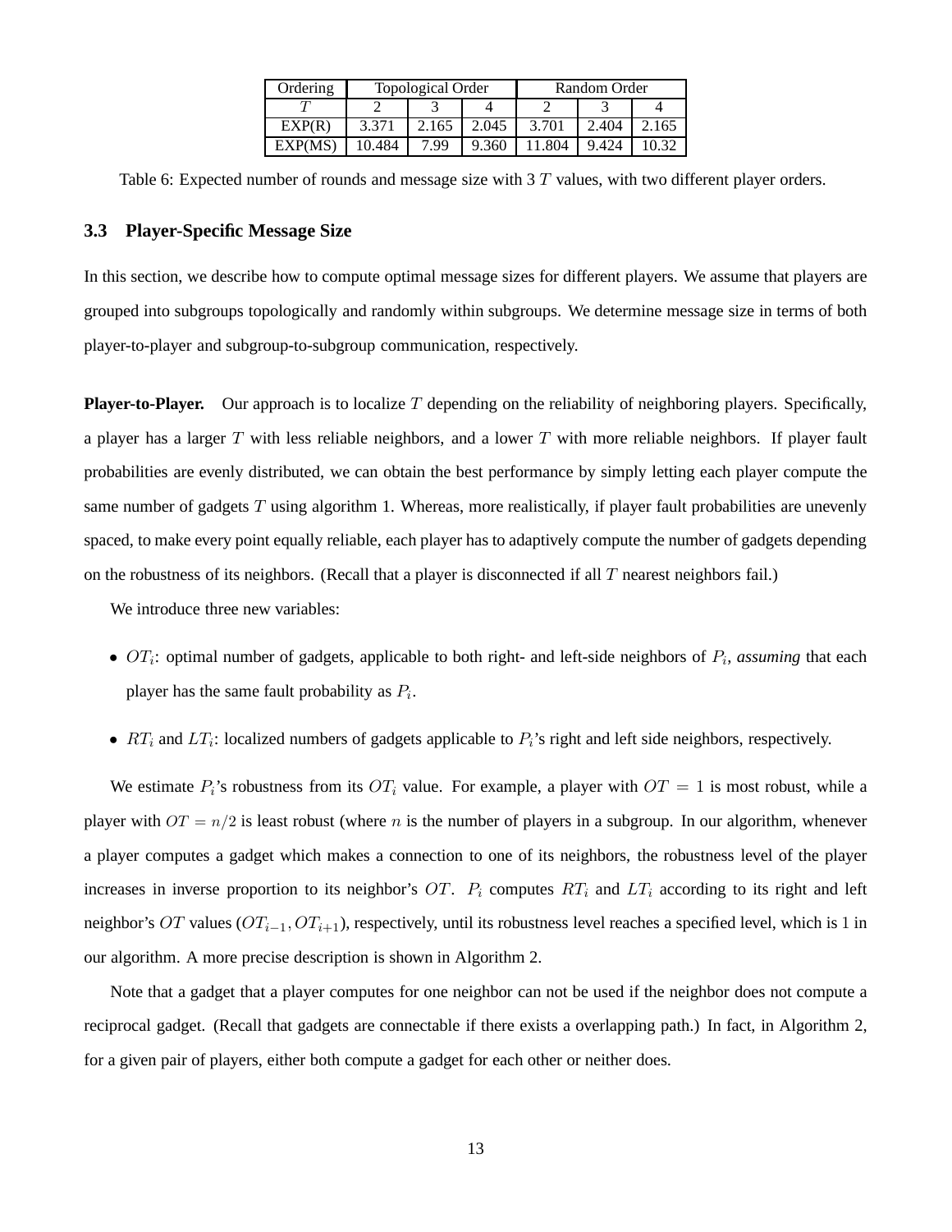| Ordering | Topological Order | | | Random Order | | |
|---|---|---|---|---|---|---|
| $T$ | 2 | 3 | 4 | 2 | 3 | 4 |
| EXP(R) | 3.371 | 2.165 | 2.045 | 3.701 | 2.404 | 2.165 |
| EXP(MS) | 10.484 | 7.99 | 9.360 | 11.804 | 9.424 | 10.32 |

Table 6: Expected number of rounds and message size with 3 $T$ values, with two different player orders.

### 3.3 Player-Specific Message Size

In this section, we describe how to compute optimal message sizes for different players. We assume that players are grouped into subgroups topologically and randomly within subgroups. We determine message size in terms of both player-to-player and subgroup-to-subgroup communication, respectively.

**Player-to-Player.** Our approach is to localize $T$ depending on the reliability of neighboring players. Specifically, a player has a larger $T$ with less reliable neighbors, and a lower $T$ with more reliable neighbors. If player fault probabilities are evenly distributed, we can obtain the best performance by simply letting each player compute the same number of gadgets $T$ using algorithm 1. Whereas, more realistically, if player fault probabilities are unevenly spaced, to make every point equally reliable, each player has to adaptively compute the number of gadgets depending on the robustness of its neighbors. (Recall that a player is disconnected if all $T$ nearest neighbors fail.)

We introduce three new variables:

- $OT_i$: optimal number of gadgets, applicable to both right- and left-side neighbors of $P_i$, *assuming* that each player has the same fault probability as $P_i$.
- $RT_i$ and $LT_i$: localized numbers of gadgets applicable to $P_i$'s right and left side neighbors, respectively.

We estimate $P_i$'s robustness from its $OT_i$ value. For example, a player with $OT = 1$ is most robust, while a player with $OT = n/2$ is least robust (where $n$ is the number of players in a subgroup. In our algorithm, whenever a player computes a gadget which makes a connection to one of its neighbors, the robustness level of the player increases in inverse proportion to its neighbor's $OT$. $P_i$ computes $RT_i$ and $LT_i$ according to its right and left neighbor's $OT$ values ($OT_{i-1}, OT_{i+1}$), respectively, until its robustness level reaches a specified level, which is 1 in our algorithm. A more precise description is shown in Algorithm 2.

Note that a gadget that a player computes for one neighbor can not be used if the neighbor does not compute a reciprocal gadget. (Recall that gadgets are connectable if there exists a overlapping path.) In fact, in Algorithm 2, for a given pair of players, either both compute a gadget for each other or neither does.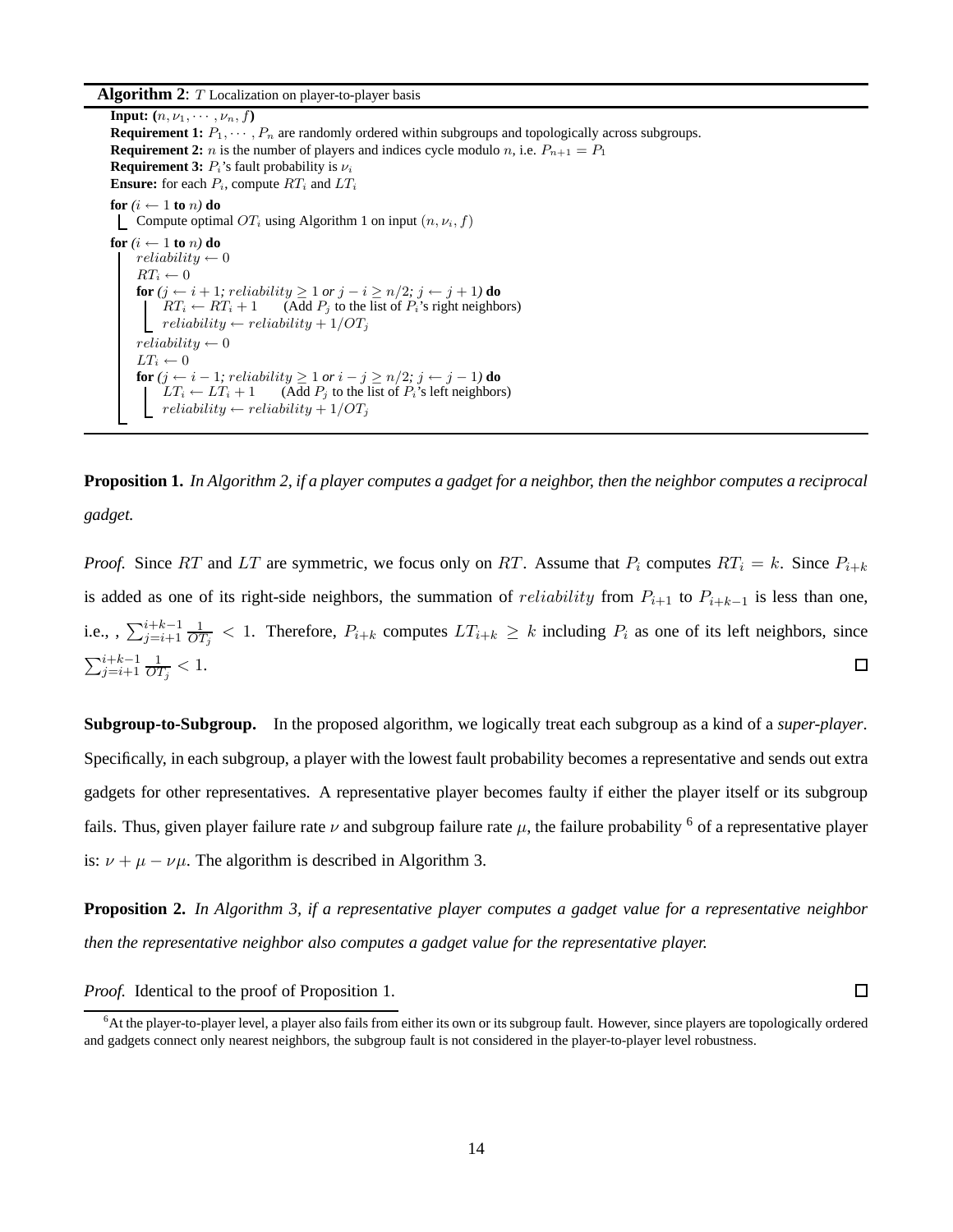**Algorithm 2**: $T$ Localization on player-to-player basis

```
Input: (n, ν_1, ···, ν_n, f)
Requirement 1: P_1, ···, P_n are randomly ordered within subgroups and topologically across subgroups.
Requirement 2: n is the number of players and indices cycle modulo n, i.e. P_{n+1} = P_1
Requirement 3: P_i's fault probability is ν_i
Ensure: for each P_i, compute RT_i and LT_i

for (i ← 1 to n) do
    Compute optimal OT_i using Algorithm 1 on input (n, ν_i, f)

for (i ← 1 to n) do
    reliability ← 0
    RT_i ← 0
    for (j ← i+1; reliability ≥ 1 or j − i ≥ n/2; j ← j+1) do
        RT_i ← RT_i + 1      (Add P_j to the list of P_i's right neighbors)
        reliability ← reliability + 1/OT_j
    reliability ← 0
    LT_i ← 0
    for (j ← i−1; reliability ≥ 1 or i − j ≥ n/2; j ← j−1) do
        LT_i ← LT_i + 1      (Add P_j to the list of P_i's left neighbors)
        reliability ← reliability + 1/OT_j
```

**Proposition 1.** *In Algorithm 2, if a player computes a gadget for a neighbor, then the neighbor computes a reciprocal gadget.*

*Proof.* Since $RT$ and $LT$ are symmetric, we focus only on $RT$. Assume that $P_i$ computes $RT_i = k$. Since $P_{i+k}$ is added as one of its right-side neighbors, the summation of $reliability$ from $P_{i+1}$ to $P_{i+k-1}$ is less than one, i.e., , $\sum_{j=i+1}^{i+k-1} \frac{1}{OT_j} < 1$. Therefore, $P_{i+k}$ computes $LT_{i+k} \geq k$ including $P_i$ as one of its left neighbors, since $\sum_{j=i+1}^{i+k-1} \frac{1}{OT_j} < 1$. ☐

**Subgroup-to-Subgroup.** In the proposed algorithm, we logically treat each subgroup as a kind of a *super-player*. Specifically, in each subgroup, a player with the lowest fault probability becomes a representative and sends out extra gadgets for other representatives. A representative player becomes faulty if either the player itself or its subgroup fails. Thus, given player failure rate $\nu$ and subgroup failure rate $\mu$, the failure probability [6] of a representative player is: $\nu + \mu - \nu\mu$. The algorithm is described in Algorithm 3.

**Proposition 2.** *In Algorithm 3, if a representative player computes a gadget value for a representative neighbor then the representative neighbor also computes a gadget value for the representative player.*

*Proof.* Identical to the proof of Proposition 1. ☐

[6] At the player-to-player level, a player also fails from either its own or its subgroup fault. However, since players are topologically ordered and gadgets connect only nearest neighbors, the subgroup fault is not considered in the player-to-player level robustness.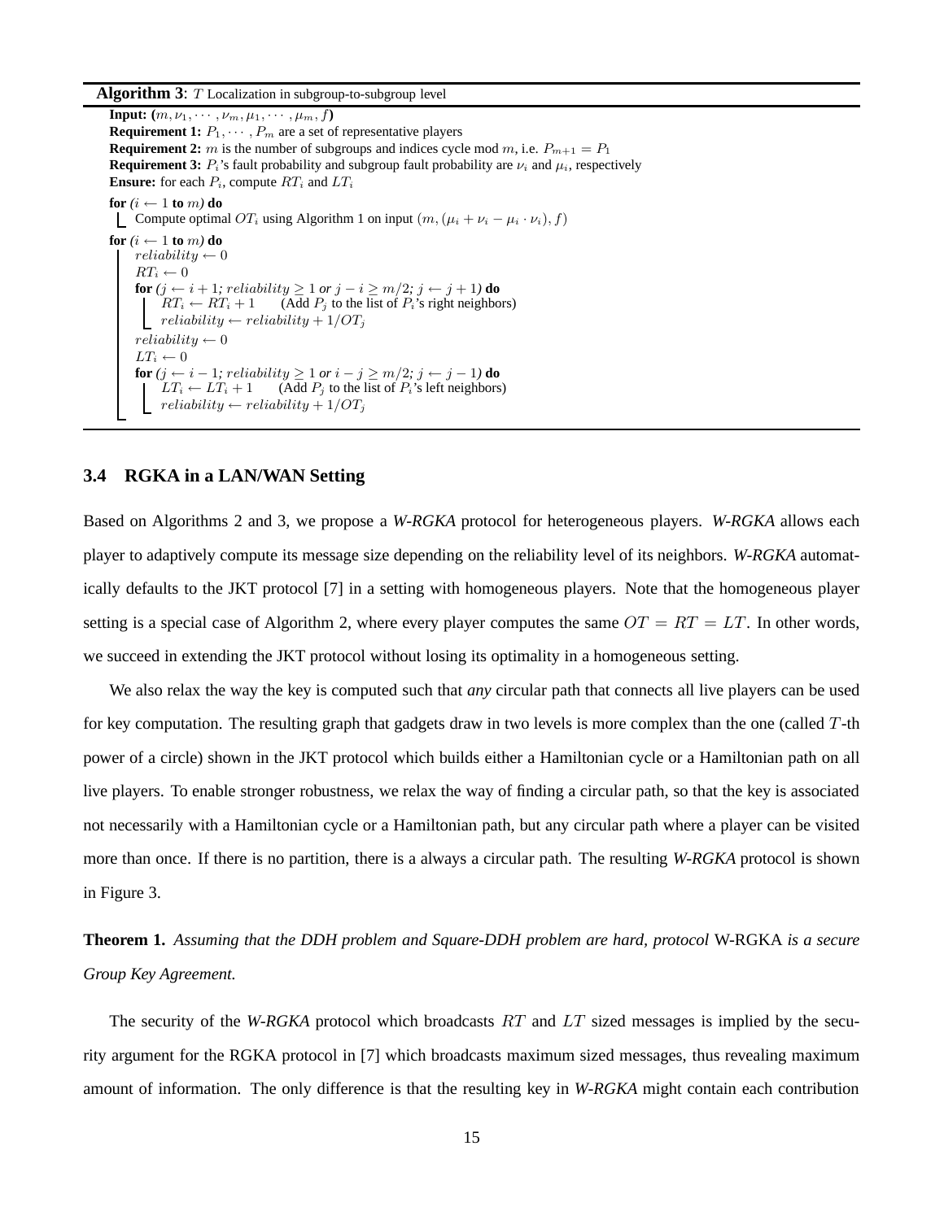**Algorithm 3**: $T$ Localization in subgroup-to-subgroup level

**Input:** $(m, \nu_1, \cdots, \nu_m, \mu_1, \cdots, \mu_m, f)$
**Requirement 1:** $P_1, \cdots, P_m$ are a set of representative players
**Requirement 2:** $m$ is the number of subgroups and indices cycle mod $m$, i.e. $P_{m+1} = P_1$
**Requirement 3:** $P_i$'s fault probability and subgroup fault probability are $\nu_i$ and $\mu_i$, respectively
**Ensure:** for each $P_i$, compute $RT_i$ and $LT_i$

```
for (i ← 1 to m) do
    Compute optimal OT_i using Algorithm 1 on input (m, (μ_i + ν_i − μ_i · ν_i), f)
for (i ← 1 to m) do
    reliability ← 0
    RT_i ← 0
    for (j ← i + 1; reliability ≥ 1 or j − i ≥ m/2; j ← j + 1) do
        RT_i ← RT_i + 1      (Add P_j to the list of P_i's right neighbors)
        reliability ← reliability + 1/OT_j
    reliability ← 0
    LT_i ← 0
    for (j ← i − 1; reliability ≥ 1 or i − j ≥ m/2; j ← j − 1) do
        LT_i ← LT_i + 1      (Add P_j to the list of P_i's left neighbors)
        reliability ← reliability + 1/OT_j
```

### 3.4 RGKA in a LAN/WAN Setting

Based on Algorithms 2 and 3, we propose a *W-RGKA* protocol for heterogeneous players. *W-RGKA* allows each player to adaptively compute its message size depending on the reliability level of its neighbors. *W-RGKA* automatically defaults to the JKT protocol [7] in a setting with homogeneous players. Note that the homogeneous player setting is a special case of Algorithm 2, where every player computes the same $OT = RT = LT$. In other words, we succeed in extending the JKT protocol without losing its optimality in a homogeneous setting.

We also relax the way the key is computed such that *any* circular path that connects all live players can be used for key computation. The resulting graph that gadgets draw in two levels is more complex than the one (called $T$-th power of a circle) shown in the JKT protocol which builds either a Hamiltonian cycle or a Hamiltonian path on all live players. To enable stronger robustness, we relax the way of finding a circular path, so that the key is associated not necessarily with a Hamiltonian cycle or a Hamiltonian path, but any circular path where a player can be visited more than once. If there is no partition, there is a always a circular path. The resulting *W-RGKA* protocol is shown in Figure 3.

**Theorem 1.** *Assuming that the DDH problem and Square-DDH problem are hard, protocol* W-RGKA *is a secure Group Key Agreement.*

The security of the *W-RGKA* protocol which broadcasts $RT$ and $LT$ sized messages is implied by the security argument for the RGKA protocol in [7] which broadcasts maximum sized messages, thus revealing maximum amount of information. The only difference is that the resulting key in *W-RGKA* might contain each contribution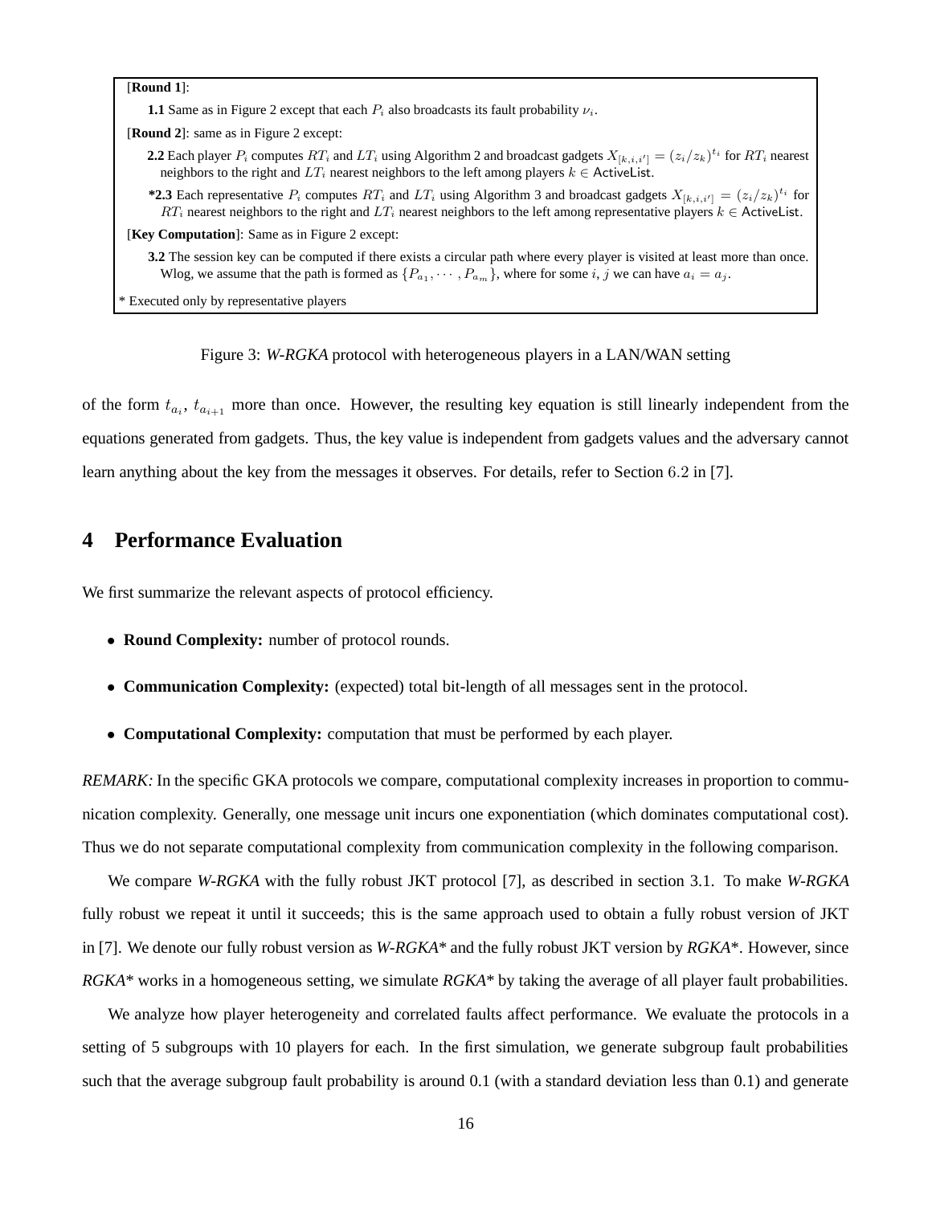[**Round 1**]:

**1.1** Same as in Figure 2 except that each $P_i$ also broadcasts its fault probability $\nu_i$.

[**Round 2**]: same as in Figure 2 except:

**2.2** Each player $P_i$ computes $RT_i$ and $LT_i$ using Algorithm 2 and broadcast gadgets $X_{[k,i,i']} = (z_i/z_k)^{t_i}$ for $RT_i$ nearest neighbors to the right and $LT_i$ nearest neighbors to the left among players $k \in \mathsf{ActiveList}$.

**\*2.3** Each representative $P_i$ computes $RT_i$ and $LT_i$ using Algorithm 3 and broadcast gadgets $X_{[k,i,i']} = (z_i/z_k)^{t_i}$ for $RT_i$ nearest neighbors to the right and $LT_i$ nearest neighbors to the left among representative players $k \in \mathsf{ActiveList}$.

[**Key Computation**]: Same as in Figure 2 except:

**3.2** The session key can be computed if there exists a circular path where every player is visited at least more than once. Wlog, we assume that the path is formed as $\{P_{a_1}, \cdots, P_{a_m}\}$, where for some $i, j$ we can have $a_i = a_j$.

\* Executed only by representative players

Figure 3: *W-RGKA* protocol with heterogeneous players in a LAN/WAN setting

of the form $t_{a_i}$, $t_{a_{i+1}}$ more than once. However, the resulting key equation is still linearly independent from the equations generated from gadgets. Thus, the key value is independent from gadgets values and the adversary cannot learn anything about the key from the messages it observes. For details, refer to Section 6.2 in [7].

# 4 Performance Evaluation

We first summarize the relevant aspects of protocol efficiency.

- **Round Complexity:** number of protocol rounds.
- **Communication Complexity:** (expected) total bit-length of all messages sent in the protocol.
- **Computational Complexity:** computation that must be performed by each player.

*REMARK:* In the specific GKA protocols we compare, computational complexity increases in proportion to communication complexity. Generally, one message unit incurs one exponentiation (which dominates computational cost). Thus we do not separate computational complexity from communication complexity in the following comparison.

We compare *W-RGKA* with the fully robust JKT protocol [7], as described in section 3.1. To make *W-RGKA* fully robust we repeat it until it succeeds; this is the same approach used to obtain a fully robust version of JKT in [7]. We denote our fully robust version as *W-RGKA\** and the fully robust JKT version by *RGKA\**. However, since *RGKA\** works in a homogeneous setting, we simulate *RGKA\** by taking the average of all player fault probabilities.

We analyze how player heterogeneity and correlated faults affect performance. We evaluate the protocols in a setting of 5 subgroups with 10 players for each. In the first simulation, we generate subgroup fault probabilities such that the average subgroup fault probability is around 0.1 (with a standard deviation less than 0.1) and generate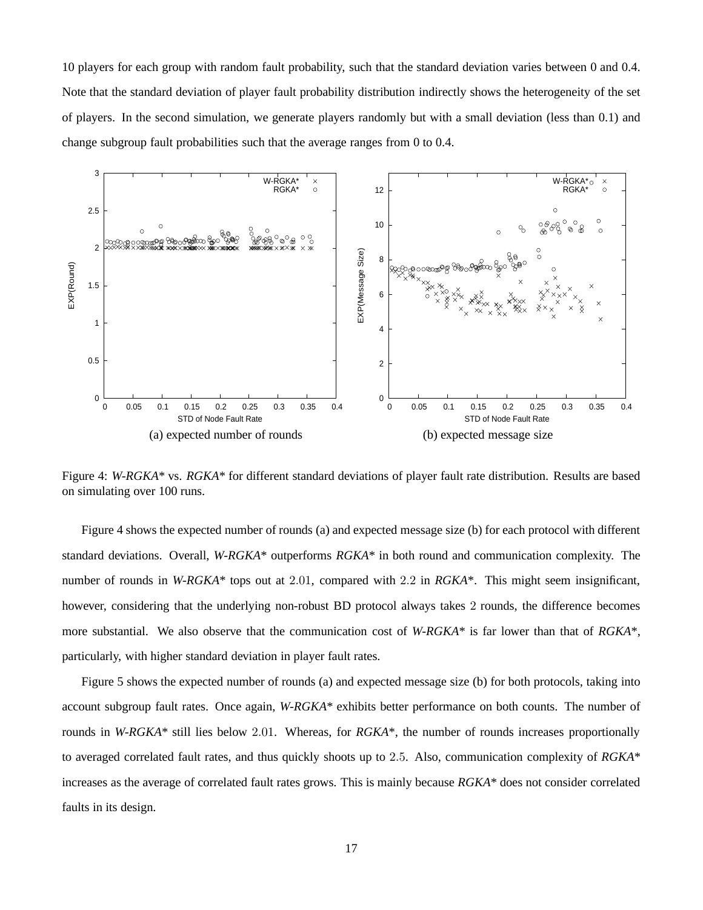10 players for each group with random fault probability, such that the standard deviation varies between 0 and 0.4. Note that the standard deviation of player fault probability distribution indirectly shows the heterogeneity of the set of players. In the second simulation, we generate players randomly but with a small deviation (less than 0.1) and change subgroup fault probabilities such that the average ranges from 0 to 0.4.

(a) expected number of rounds

(b) expected message size

Figure 4: *W-RGKA\** vs. *RGKA\** for different standard deviations of player fault rate distribution. Results are based on simulating over 100 runs.

Figure 4 shows the expected number of rounds (a) and expected message size (b) for each protocol with different standard deviations. Overall, *W-RGKA\** outperforms *RGKA\** in both round and communication complexity. The number of rounds in *W-RGKA\** tops out at $2.01$, compared with $2.2$ in *RGKA\**. This might seem insignificant, however, considering that the underlying non-robust BD protocol always takes $2$ rounds, the difference becomes more substantial. We also observe that the communication cost of *W-RGKA\** is far lower than that of *RGKA\**, particularly, with higher standard deviation in player fault rates.

Figure 5 shows the expected number of rounds (a) and expected message size (b) for both protocols, taking into account subgroup fault rates. Once again, *W-RGKA\** exhibits better performance on both counts. The number of rounds in *W-RGKA\** still lies below $2.01$. Whereas, for *RGKA\**, the number of rounds increases proportionally to averaged correlated fault rates, and thus quickly shoots up to $2.5$. Also, communication complexity of *RGKA\** increases as the average of correlated fault rates grows. This is mainly because *RGKA\** does not consider correlated faults in its design.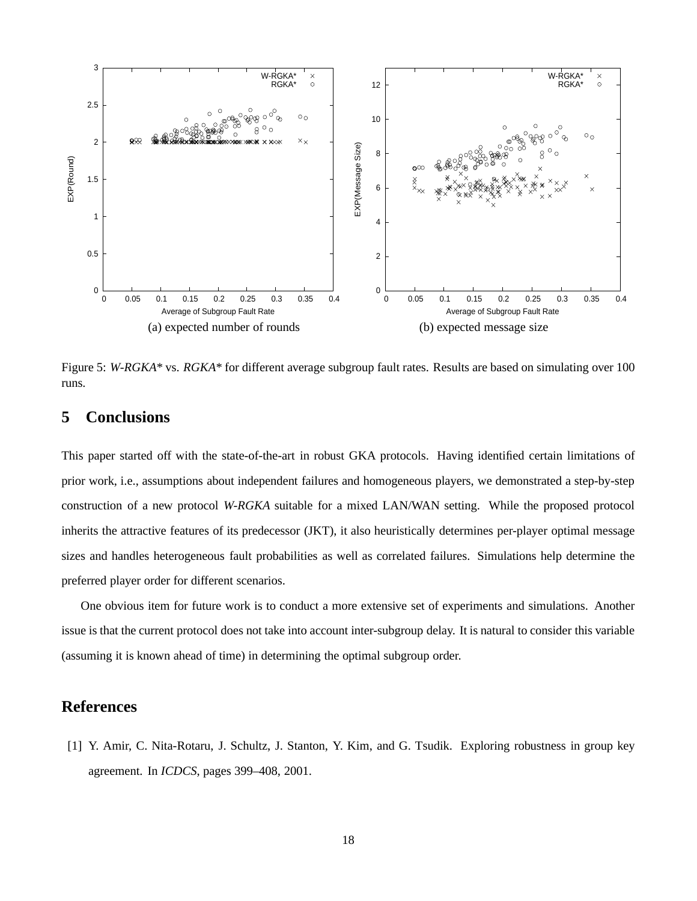(a) expected number of rounds

(b) expected message size

Figure 5: *W-RGKA** vs. *RGKA** for different average subgroup fault rates. Results are based on simulating over 100 runs.

## 5 Conclusions

This paper started off with the state-of-the-art in robust GKA protocols. Having identified certain limitations of prior work, i.e., assumptions about independent failures and homogeneous players, we demonstrated a step-by-step construction of a new protocol *W-RGKA* suitable for a mixed LAN/WAN setting. While the proposed protocol inherits the attractive features of its predecessor (JKT), it also heuristically determines per-player optimal message sizes and handles heterogeneous fault probabilities as well as correlated failures. Simulations help determine the preferred player order for different scenarios.

One obvious item for future work is to conduct a more extensive set of experiments and simulations. Another issue is that the current protocol does not take into account inter-subgroup delay. It is natural to consider this variable (assuming it is known ahead of time) in determining the optimal subgroup order.

## References

[1] Y. Amir, C. Nita-Rotaru, J. Schultz, J. Stanton, Y. Kim, and G. Tsudik. Exploring robustness in group key agreement. In *ICDCS*, pages 399–408, 2001.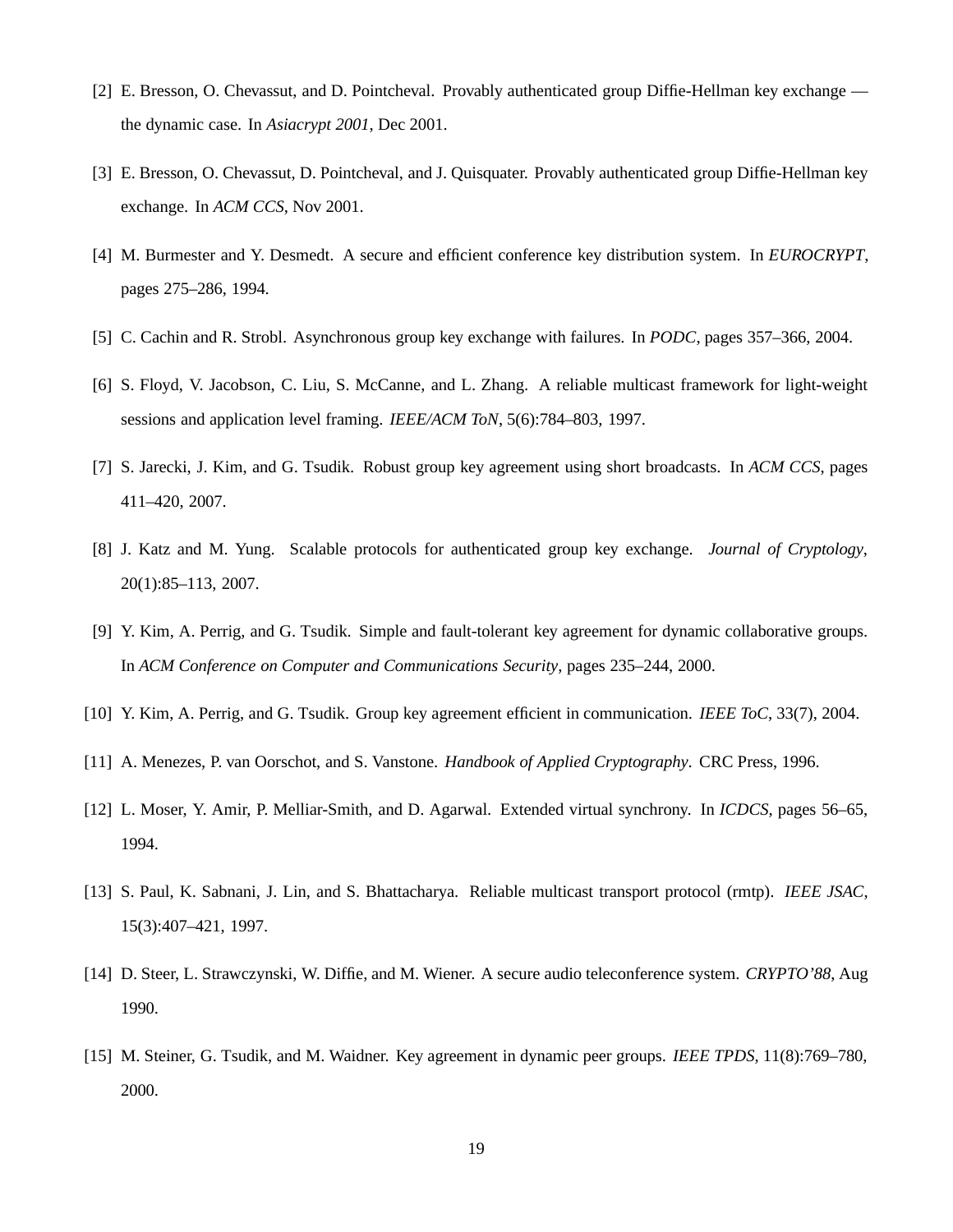[2] E. Bresson, O. Chevassut, and D. Pointcheval. Provably authenticated group Diffie-Hellman key exchange — the dynamic case. In *Asiacrypt 2001*, Dec 2001.

[3] E. Bresson, O. Chevassut, D. Pointcheval, and J. Quisquater. Provably authenticated group Diffie-Hellman key exchange. In *ACM CCS*, Nov 2001.

[4] M. Burmester and Y. Desmedt. A secure and efficient conference key distribution system. In *EUROCRYPT*, pages 275–286, 1994.

[5] C. Cachin and R. Strobl. Asynchronous group key exchange with failures. In *PODC*, pages 357–366, 2004.

[6] S. Floyd, V. Jacobson, C. Liu, S. McCanne, and L. Zhang. A reliable multicast framework for light-weight sessions and application level framing. *IEEE/ACM ToN*, 5(6):784–803, 1997.

[7] S. Jarecki, J. Kim, and G. Tsudik. Robust group key agreement using short broadcasts. In *ACM CCS*, pages 411–420, 2007.

[8] J. Katz and M. Yung. Scalable protocols for authenticated group key exchange. *Journal of Cryptology*, 20(1):85–113, 2007.

[9] Y. Kim, A. Perrig, and G. Tsudik. Simple and fault-tolerant key agreement for dynamic collaborative groups. In *ACM Conference on Computer and Communications Security*, pages 235–244, 2000.

[10] Y. Kim, A. Perrig, and G. Tsudik. Group key agreement efficient in communication. *IEEE ToC*, 33(7), 2004.

[11] A. Menezes, P. van Oorschot, and S. Vanstone. *Handbook of Applied Cryptography*. CRC Press, 1996.

[12] L. Moser, Y. Amir, P. Melliar-Smith, and D. Agarwal. Extended virtual synchrony. In *ICDCS*, pages 56–65, 1994.

[13] S. Paul, K. Sabnani, J. Lin, and S. Bhattacharya. Reliable multicast transport protocol (rmtp). *IEEE JSAC*, 15(3):407–421, 1997.

[14] D. Steer, L. Strawczynski, W. Diffie, and M. Wiener. A secure audio teleconference system. *CRYPTO'88*, Aug 1990.

[15] M. Steiner, G. Tsudik, and M. Waidner. Key agreement in dynamic peer groups. *IEEE TPDS*, 11(8):769–780, 2000.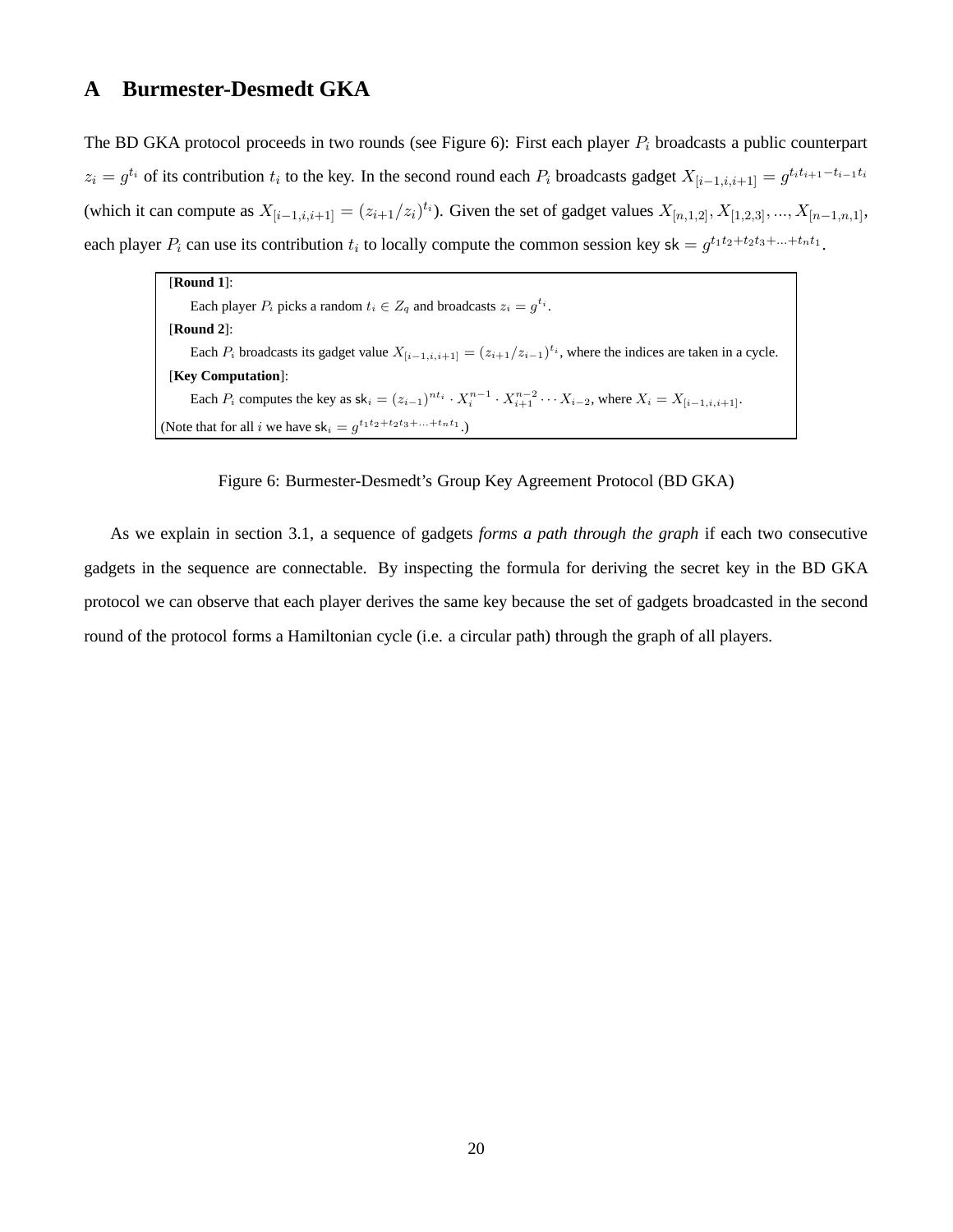## A Burmester-Desmedt GKA

The BD GKA protocol proceeds in two rounds (see Figure 6): First each player $P_i$ broadcasts a public counterpart $z_i = g^{t_i}$ of its contribution $t_i$ to the key. In the second round each $P_i$ broadcasts gadget $X_{[i-1,i,i+1]} = g^{t_i t_{i+1} - t_{i-1} t_i}$ (which it can compute as $X_{[i-1,i,i+1]} = (z_{i+1}/z_i)^{t_i}$). Given the set of gadget values $X_{[n,1,2]}, X_{[1,2,3]}, ..., X_{[n-1,n,1]}$, each player $P_i$ can use its contribution $t_i$ to locally compute the common session key $\mathsf{sk} = g^{t_1 t_2 + t_2 t_3 + \ldots + t_n t_1}$.

[**Round 1**]:

Each player $P_i$ picks a random $t_i \in Z_q$ and broadcasts $z_i = g^{t_i}$.

[**Round 2**]:

Each $P_i$ broadcasts its gadget value $X_{[i-1,i,i+1]} = (z_{i+1}/z_{i-1})^{t_i}$, where the indices are taken in a cycle.

[**Key Computation**]:

Each $P_i$ computes the key as $\mathsf{sk}_i = (z_{i-1})^{nt_i} \cdot X_i^{n-1} \cdot X_{i+1}^{n-2} \cdots X_{i-2}$, where $X_i = X_{[i-1,i,i+1]}$.

(Note that for all $i$ we have $\mathsf{sk}_i = g^{t_1 t_2 + t_2 t_3 + \ldots + t_n t_1}$.)

Figure 6: Burmester-Desmedt's Group Key Agreement Protocol (BD GKA)

As we explain in section 3.1, a sequence of gadgets *forms a path through the graph* if each two consecutive gadgets in the sequence are connectable. By inspecting the formula for deriving the secret key in the BD GKA protocol we can observe that each player derives the same key because the set of gadgets broadcasted in the second round of the protocol forms a Hamiltonian cycle (i.e. a circular path) through the graph of all players.